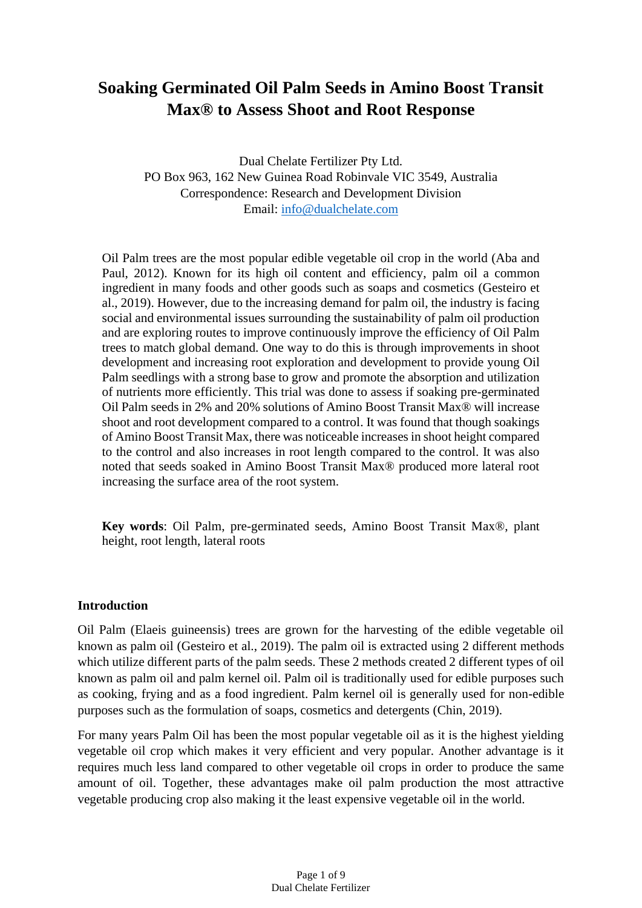# Soaking Germinated Oil Palm Seeds in Amino Boost Transit Max® to Assess Shoot and Root Response

Dual Chelate Fertilizer Pty Ltd.
PO Box 963, 162 New Guinea Road Robinvale VIC 3549, Australia
Correspondence: Research and Development Division
Email: info@dualchelate.com

Oil Palm trees are the most popular edible vegetable oil crop in the world (Aba and Paul, 2012). Known for its high oil content and efficiency, palm oil a common ingredient in many foods and other goods such as soaps and cosmetics (Gesteiro et al., 2019). However, due to the increasing demand for palm oil, the industry is facing social and environmental issues surrounding the sustainability of palm oil production and are exploring routes to improve continuously improve the efficiency of Oil Palm trees to match global demand. One way to do this is through improvements in shoot development and increasing root exploration and development to provide young Oil Palm seedlings with a strong base to grow and promote the absorption and utilization of nutrients more efficiently. This trial was done to assess if soaking pre-germinated Oil Palm seeds in 2% and 20% solutions of Amino Boost Transit Max® will increase shoot and root development compared to a control. It was found that though soakings of Amino Boost Transit Max, there was noticeable increases in shoot height compared to the control and also increases in root length compared to the control. It was also noted that seeds soaked in Amino Boost Transit Max® produced more lateral root increasing the surface area of the root system.

**Key words**: Oil Palm, pre-germinated seeds, Amino Boost Transit Max®, plant height, root length, lateral roots

## Introduction

Oil Palm (Elaeis guineensis) trees are grown for the harvesting of the edible vegetable oil known as palm oil (Gesteiro et al., 2019). The palm oil is extracted using 2 different methods which utilize different parts of the palm seeds. These 2 methods created 2 different types of oil known as palm oil and palm kernel oil. Palm oil is traditionally used for edible purposes such as cooking, frying and as a food ingredient. Palm kernel oil is generally used for non-edible purposes such as the formulation of soaps, cosmetics and detergents (Chin, 2019).

For many years Palm Oil has been the most popular vegetable oil as it is the highest yielding vegetable oil crop which makes it very efficient and very popular. Another advantage is it requires much less land compared to other vegetable oil crops in order to produce the same amount of oil. Together, these advantages make oil palm production the most attractive vegetable producing crop also making it the least expensive vegetable oil in the world.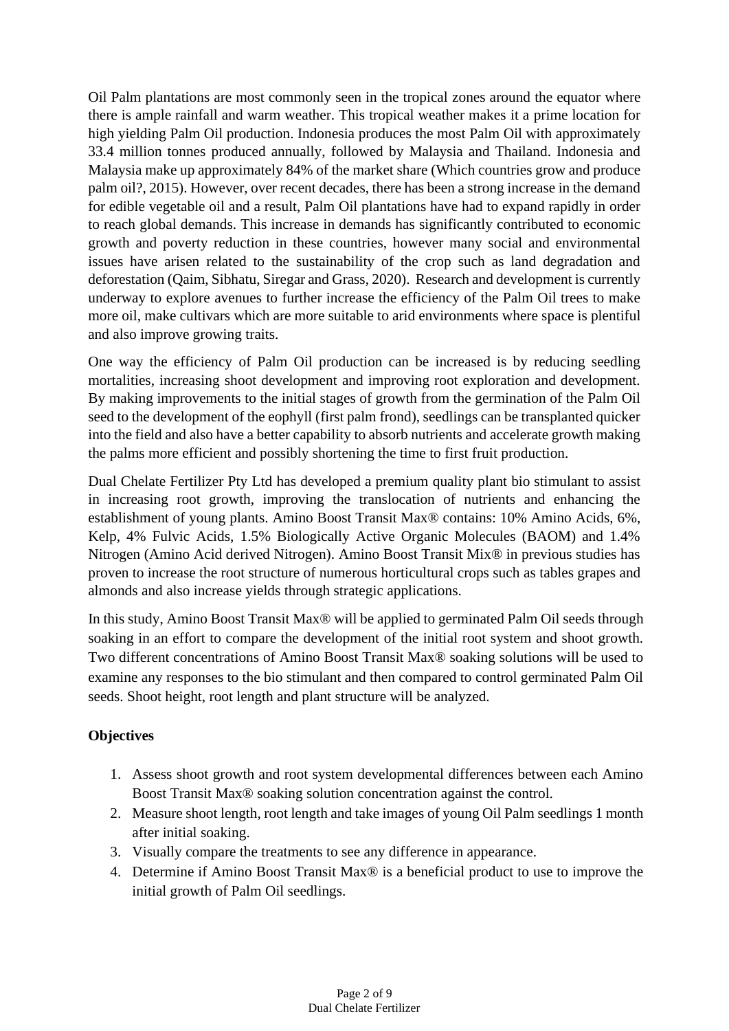Oil Palm plantations are most commonly seen in the tropical zones around the equator where there is ample rainfall and warm weather. This tropical weather makes it a prime location for high yielding Palm Oil production. Indonesia produces the most Palm Oil with approximately 33.4 million tonnes produced annually, followed by Malaysia and Thailand. Indonesia and Malaysia make up approximately 84% of the market share (Which countries grow and produce palm oil?, 2015). However, over recent decades, there has been a strong increase in the demand for edible vegetable oil and a result, Palm Oil plantations have had to expand rapidly in order to reach global demands. This increase in demands has significantly contributed to economic growth and poverty reduction in these countries, however many social and environmental issues have arisen related to the sustainability of the crop such as land degradation and deforestation (Qaim, Sibhatu, Siregar and Grass, 2020). Research and development is currently underway to explore avenues to further increase the efficiency of the Palm Oil trees to make more oil, make cultivars which are more suitable to arid environments where space is plentiful and also improve growing traits.

One way the efficiency of Palm Oil production can be increased is by reducing seedling mortalities, increasing shoot development and improving root exploration and development. By making improvements to the initial stages of growth from the germination of the Palm Oil seed to the development of the eophyll (first palm frond), seedlings can be transplanted quicker into the field and also have a better capability to absorb nutrients and accelerate growth making the palms more efficient and possibly shortening the time to first fruit production.

Dual Chelate Fertilizer Pty Ltd has developed a premium quality plant bio stimulant to assist in increasing root growth, improving the translocation of nutrients and enhancing the establishment of young plants. Amino Boost Transit Max® contains: 10% Amino Acids, 6%, Kelp, 4% Fulvic Acids, 1.5% Biologically Active Organic Molecules (BAOM) and 1.4% Nitrogen (Amino Acid derived Nitrogen). Amino Boost Transit Mix® in previous studies has proven to increase the root structure of numerous horticultural crops such as tables grapes and almonds and also increase yields through strategic applications.

In this study, Amino Boost Transit Max® will be applied to germinated Palm Oil seeds through soaking in an effort to compare the development of the initial root system and shoot growth. Two different concentrations of Amino Boost Transit Max® soaking solutions will be used to examine any responses to the bio stimulant and then compared to control germinated Palm Oil seeds. Shoot height, root length and plant structure will be analyzed.

**Objectives**

1. Assess shoot growth and root system developmental differences between each Amino Boost Transit Max® soaking solution concentration against the control.
2. Measure shoot length, root length and take images of young Oil Palm seedlings 1 month after initial soaking.
3. Visually compare the treatments to see any difference in appearance.
4. Determine if Amino Boost Transit Max® is a beneficial product to use to improve the initial growth of Palm Oil seedlings.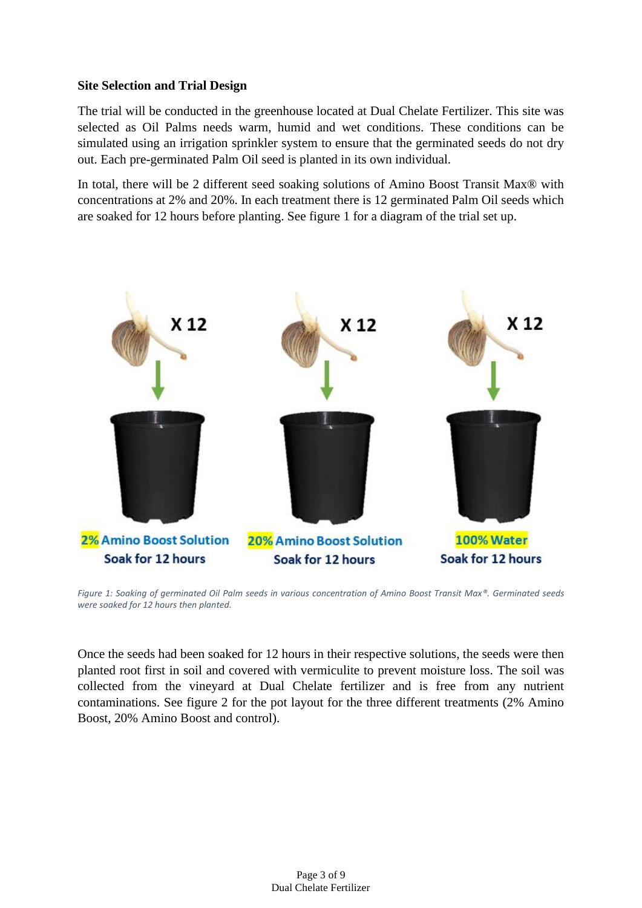**Site Selection and Trial Design**

The trial will be conducted in the greenhouse located at Dual Chelate Fertilizer. This site was selected as Oil Palms needs warm, humid and wet conditions. These conditions can be simulated using an irrigation sprinkler system to ensure that the germinated seeds do not dry out. Each pre-germinated Palm Oil seed is planted in its own individual.

In total, there will be 2 different seed soaking solutions of Amino Boost Transit Max® with concentrations at 2% and 20%. In each treatment there is 12 germinated Palm Oil seeds which are soaked for 12 hours before planting. See figure 1 for a diagram of the trial set up.

X 12 — 2% Amino Boost Solution, Soak for 12 hours

X 12 — 20% Amino Boost Solution, Soak for 12 hours

X 12 — 100% Water, Soak for 12 hours

*Figure 1: Soaking of germinated Oil Palm seeds in various concentration of Amino Boost Transit Max®. Germinated seeds were soaked for 12 hours then planted.*

Once the seeds had been soaked for 12 hours in their respective solutions, the seeds were then planted root first in soil and covered with vermiculite to prevent moisture loss. The soil was collected from the vineyard at Dual Chelate fertilizer and is free from any nutrient contaminations. See figure 2 for the pot layout for the three different treatments (2% Amino Boost, 20% Amino Boost and control).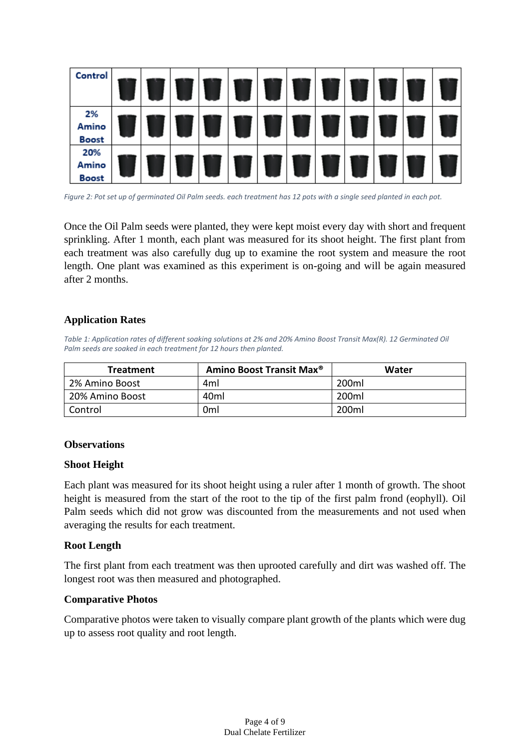| Control | | | | | | | | | | | | |
|---|---|---|---|---|---|---|---|---|---|---|---|---|
| 2% Amino Boost | | | | | | | | | | | | |
| 20% Amino Boost | | | | | | | | | | | | |

*Figure 2: Pot set up of germinated Oil Palm seeds. each treatment has 12 pots with a single seed planted in each pot.*

Once the Oil Palm seeds were planted, they were kept moist every day with short and frequent sprinkling. After 1 month, each plant was measured for its shoot height. The first plant from each treatment was also carefully dug up to examine the root system and measure the root length. One plant was examined as this experiment is on-going and will be again measured after 2 months.

## Application Rates

*Table 1: Application rates of different soaking solutions at 2% and 20% Amino Boost Transit Max(R). 12 Germinated Oil Palm seeds are soaked in each treatment for 12 hours then planted.*

| Treatment | Amino Boost Transit Max® | Water |
|---|---|---|
| 2% Amino Boost | 4ml | 200ml |
| 20% Amino Boost | 40ml | 200ml |
| Control | 0ml | 200ml |

## Observations

### Shoot Height

Each plant was measured for its shoot height using a ruler after 1 month of growth. The shoot height is measured from the start of the root to the tip of the first palm frond (eophyll). Oil Palm seeds which did not grow was discounted from the measurements and not used when averaging the results for each treatment.

### Root Length

The first plant from each treatment was then uprooted carefully and dirt was washed off. The longest root was then measured and photographed.

### Comparative Photos

Comparative photos were taken to visually compare plant growth of the plants which were dug up to assess root quality and root length.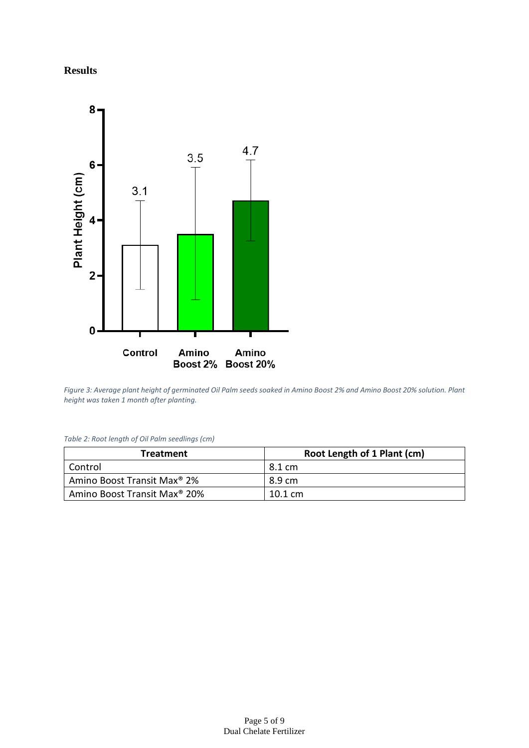**Results**

Figure 3: Average plant height of germinated Oil Palm seeds soaked in Amino Boost 2% and Amino Boost 20% solution. Plant height was taken 1 month after planting.

*Table 2: Root length of Oil Palm seedlings (cm)*

| Treatment | Root Length of 1 Plant (cm) |
|---|---|
| Control | 8.1 cm |
| Amino Boost Transit Max® 2% | 8.9 cm |
| Amino Boost Transit Max® 20% | 10.1 cm |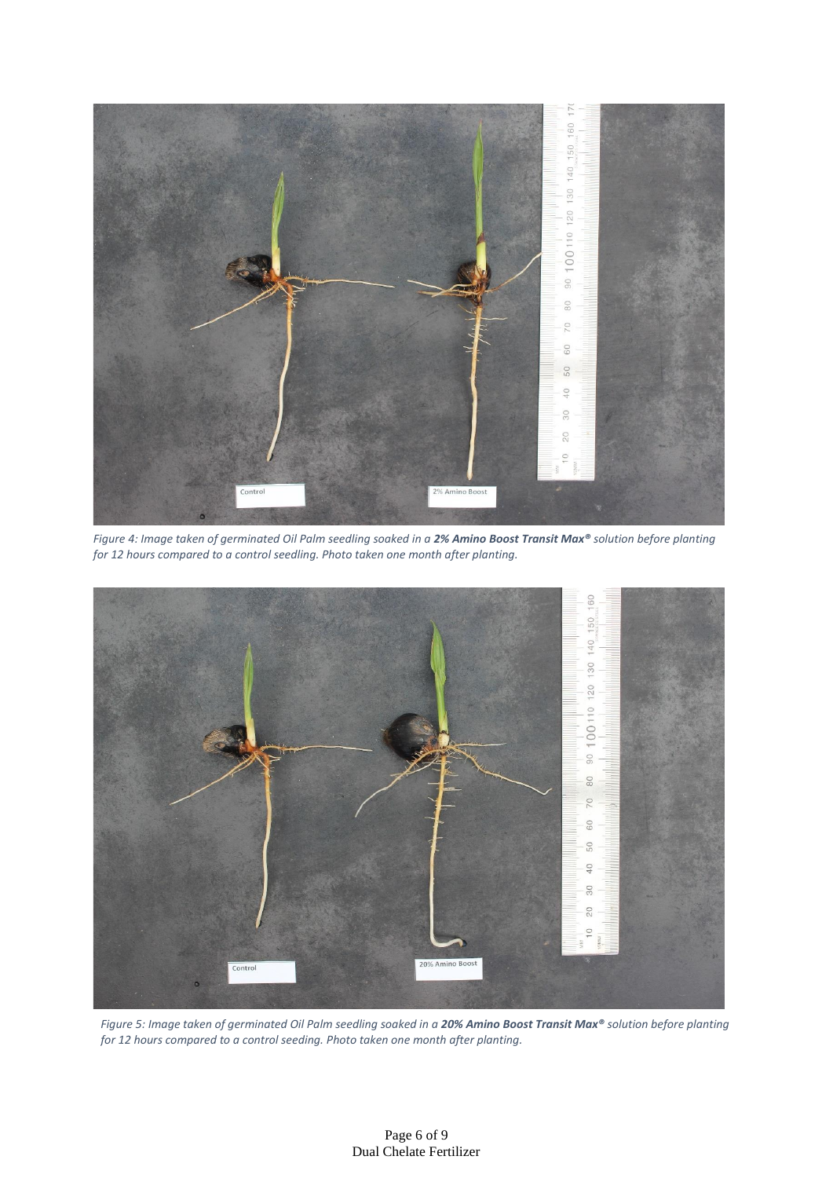*Figure 4: Image taken of germinated Oil Palm seedling soaked in a **2% Amino Boost Transit Max®** solution before planting for 12 hours compared to a control seedling. Photo taken one month after planting.*

*Figure 5: Image taken of germinated Oil Palm seedling soaked in a **20% Amino Boost Transit Max®** solution before planting for 12 hours compared to a control seeding. Photo taken one month after planting.*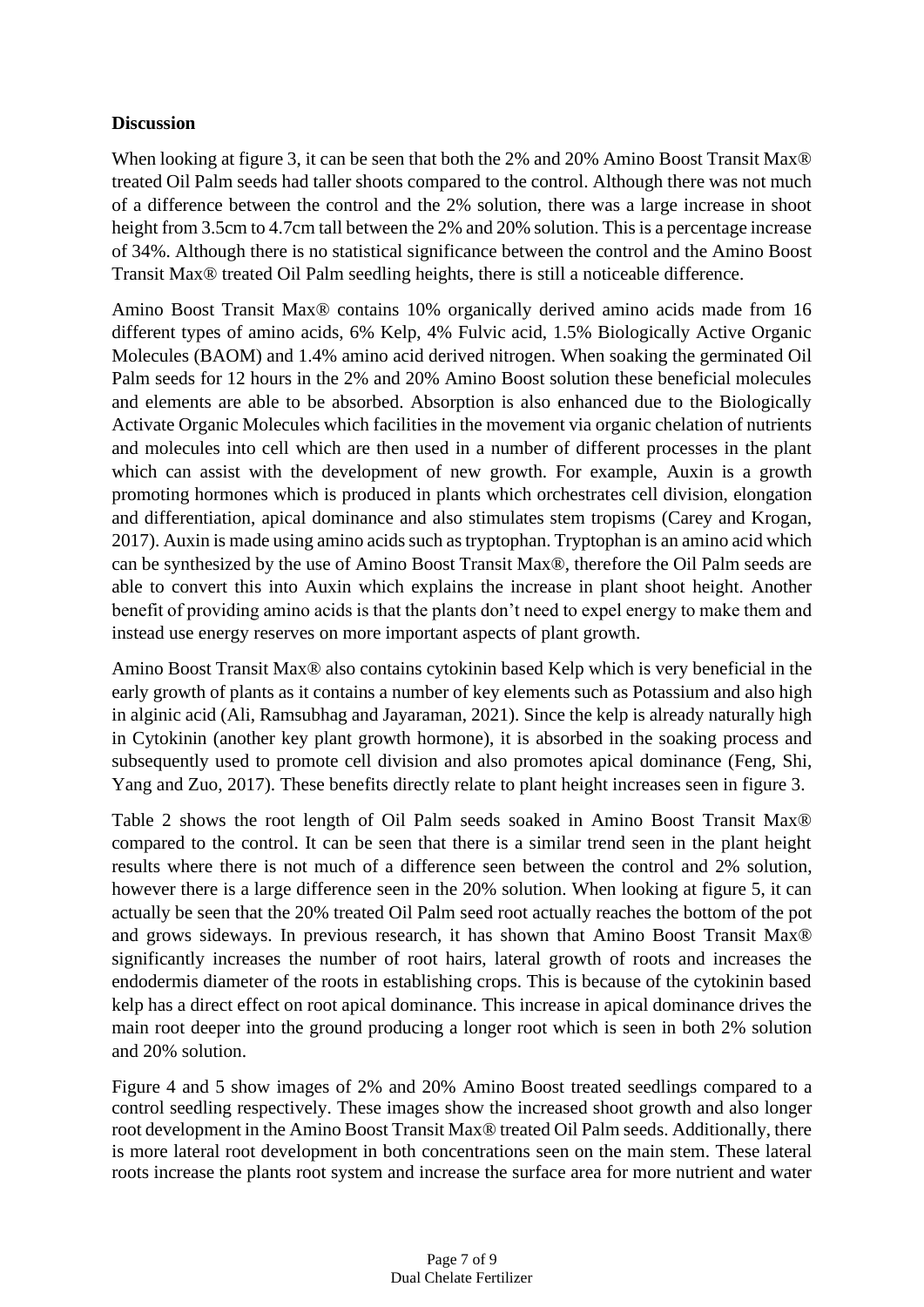**Discussion**

When looking at figure 3, it can be seen that both the 2% and 20% Amino Boost Transit Max® treated Oil Palm seeds had taller shoots compared to the control. Although there was not much of a difference between the control and the 2% solution, there was a large increase in shoot height from 3.5cm to 4.7cm tall between the 2% and 20% solution. This is a percentage increase of 34%. Although there is no statistical significance between the control and the Amino Boost Transit Max® treated Oil Palm seedling heights, there is still a noticeable difference.

Amino Boost Transit Max® contains 10% organically derived amino acids made from 16 different types of amino acids, 6% Kelp, 4% Fulvic acid, 1.5% Biologically Active Organic Molecules (BAOM) and 1.4% amino acid derived nitrogen. When soaking the germinated Oil Palm seeds for 12 hours in the 2% and 20% Amino Boost solution these beneficial molecules and elements are able to be absorbed. Absorption is also enhanced due to the Biologically Activate Organic Molecules which facilities in the movement via organic chelation of nutrients and molecules into cell which are then used in a number of different processes in the plant which can assist with the development of new growth. For example, Auxin is a growth promoting hormones which is produced in plants which orchestrates cell division, elongation and differentiation, apical dominance and also stimulates stem tropisms (Carey and Krogan, 2017). Auxin is made using amino acids such as tryptophan. Tryptophan is an amino acid which can be synthesized by the use of Amino Boost Transit Max®, therefore the Oil Palm seeds are able to convert this into Auxin which explains the increase in plant shoot height. Another benefit of providing amino acids is that the plants don't need to expel energy to make them and instead use energy reserves on more important aspects of plant growth.

Amino Boost Transit Max® also contains cytokinin based Kelp which is very beneficial in the early growth of plants as it contains a number of key elements such as Potassium and also high in alginic acid (Ali, Ramsubhag and Jayaraman, 2021). Since the kelp is already naturally high in Cytokinin (another key plant growth hormone), it is absorbed in the soaking process and subsequently used to promote cell division and also promotes apical dominance (Feng, Shi, Yang and Zuo, 2017). These benefits directly relate to plant height increases seen in figure 3.

Table 2 shows the root length of Oil Palm seeds soaked in Amino Boost Transit Max® compared to the control. It can be seen that there is a similar trend seen in the plant height results where there is not much of a difference seen between the control and 2% solution, however there is a large difference seen in the 20% solution. When looking at figure 5, it can actually be seen that the 20% treated Oil Palm seed root actually reaches the bottom of the pot and grows sideways. In previous research, it has shown that Amino Boost Transit Max® significantly increases the number of root hairs, lateral growth of roots and increases the endodermis diameter of the roots in establishing crops. This is because of the cytokinin based kelp has a direct effect on root apical dominance. This increase in apical dominance drives the main root deeper into the ground producing a longer root which is seen in both 2% solution and 20% solution.

Figure 4 and 5 show images of 2% and 20% Amino Boost treated seedlings compared to a control seedling respectively. These images show the increased shoot growth and also longer root development in the Amino Boost Transit Max® treated Oil Palm seeds. Additionally, there is more lateral root development in both concentrations seen on the main stem. These lateral roots increase the plants root system and increase the surface area for more nutrient and water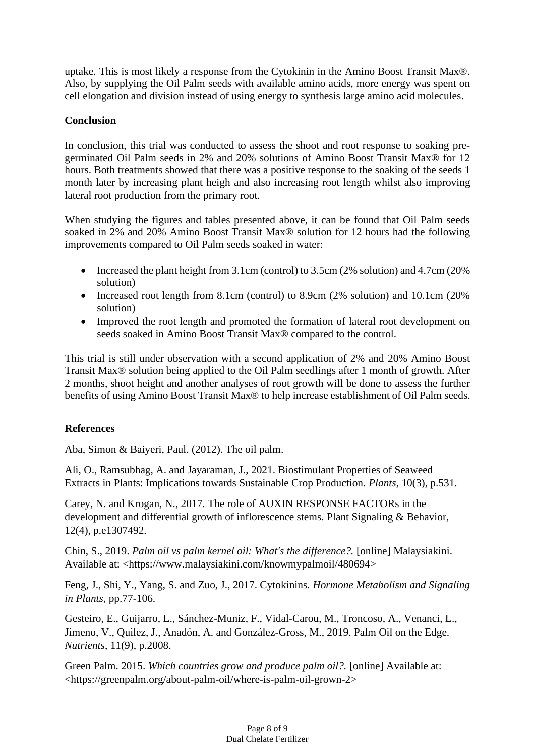uptake. This is most likely a response from the Cytokinin in the Amino Boost Transit Max®. Also, by supplying the Oil Palm seeds with available amino acids, more energy was spent on cell elongation and division instead of using energy to synthesis large amino acid molecules.

## Conclusion

In conclusion, this trial was conducted to assess the shoot and root response to soaking pre-germinated Oil Palm seeds in 2% and 20% solutions of Amino Boost Transit Max® for 12 hours. Both treatments showed that there was a positive response to the soaking of the seeds 1 month later by increasing plant heigh and also increasing root length whilst also improving lateral root production from the primary root.

When studying the figures and tables presented above, it can be found that Oil Palm seeds soaked in 2% and 20% Amino Boost Transit Max® solution for 12 hours had the following improvements compared to Oil Palm seeds soaked in water:

- Increased the plant height from 3.1cm (control) to 3.5cm (2% solution) and 4.7cm (20% solution)
- Increased root length from 8.1cm (control) to 8.9cm (2% solution) and 10.1cm (20% solution)
- Improved the root length and promoted the formation of lateral root development on seeds soaked in Amino Boost Transit Max® compared to the control.

This trial is still under observation with a second application of 2% and 20% Amino Boost Transit Max® solution being applied to the Oil Palm seedlings after 1 month of growth. After 2 months, shoot height and another analyses of root growth will be done to assess the further benefits of using Amino Boost Transit Max® to help increase establishment of Oil Palm seeds.

## References

Aba, Simon & Baiyeri, Paul. (2012). The oil palm.

Ali, O., Ramsubhag, A. and Jayaraman, J., 2021. Biostimulant Properties of Seaweed Extracts in Plants: Implications towards Sustainable Crop Production. *Plants*, 10(3), p.531.

Carey, N. and Krogan, N., 2017. The role of AUXIN RESPONSE FACTORs in the development and differential growth of inflorescence stems. Plant Signaling & Behavior, 12(4), p.e1307492.

Chin, S., 2019. *Palm oil vs palm kernel oil: What's the difference?*. [online] Malaysiakini. Available at: <https://www.malaysiakini.com/knowmypalmoil/480694>

Feng, J., Shi, Y., Yang, S. and Zuo, J., 2017. Cytokinins. *Hormone Metabolism and Signaling in Plants*, pp.77-106.

Gesteiro, E., Guijarro, L., Sánchez-Muniz, F., Vidal-Carou, M., Troncoso, A., Venanci, L., Jimeno, V., Quilez, J., Anadón, A. and González-Gross, M., 2019. Palm Oil on the Edge. *Nutrients*, 11(9), p.2008.

Green Palm. 2015. *Which countries grow and produce palm oil?*. [online] Available at: <https://greenpalm.org/about-palm-oil/where-is-palm-oil-grown-2>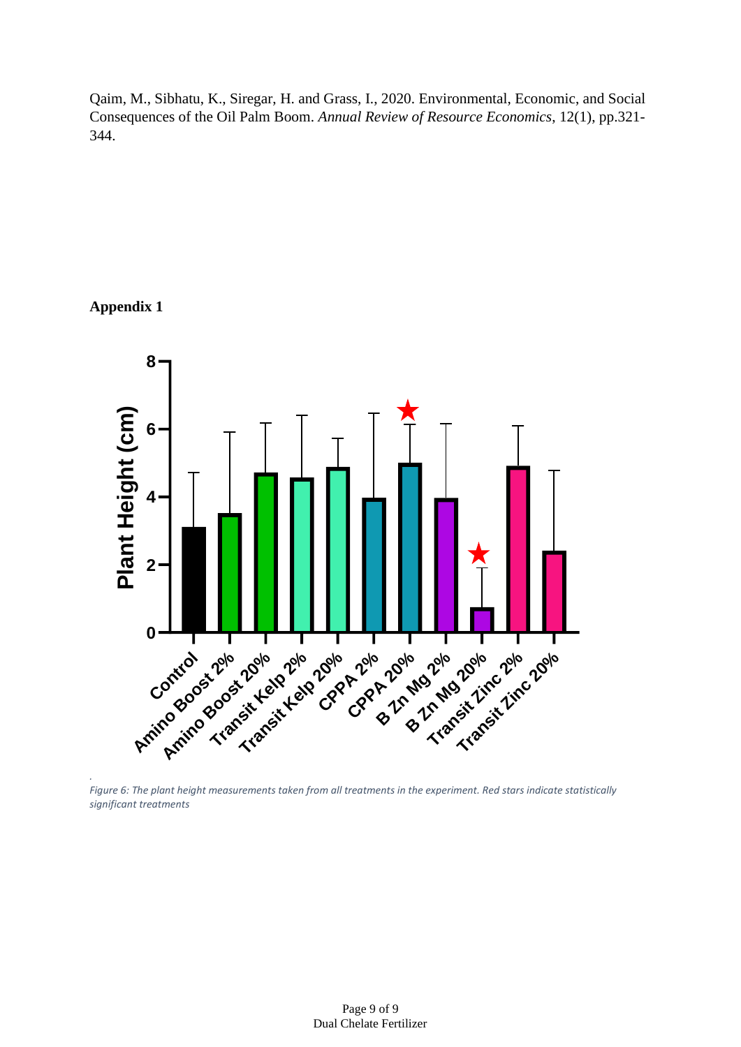Qaim, M., Sibhatu, K., Siregar, H. and Grass, I., 2020. Environmental, Economic, and Social Consequences of the Oil Palm Boom. *Annual Review of Resource Economics*, 12(1), pp.321-344.

**Appendix 1**

Plant Height (cm)

8
6
4
2
0

Control
Amino Boost 2%
Amino Boost 20%
Transit Kelp 2%
Transit Kelp 20%
CPPA 2%
CPPA 20%
B Zn Mg 2%
B Zn Mg 20%
Transit Zinc 2%
Transit Zinc 20%

*Figure 6: The plant height measurements taken from all treatments in the experiment. Red stars indicate statistically significant treatments*